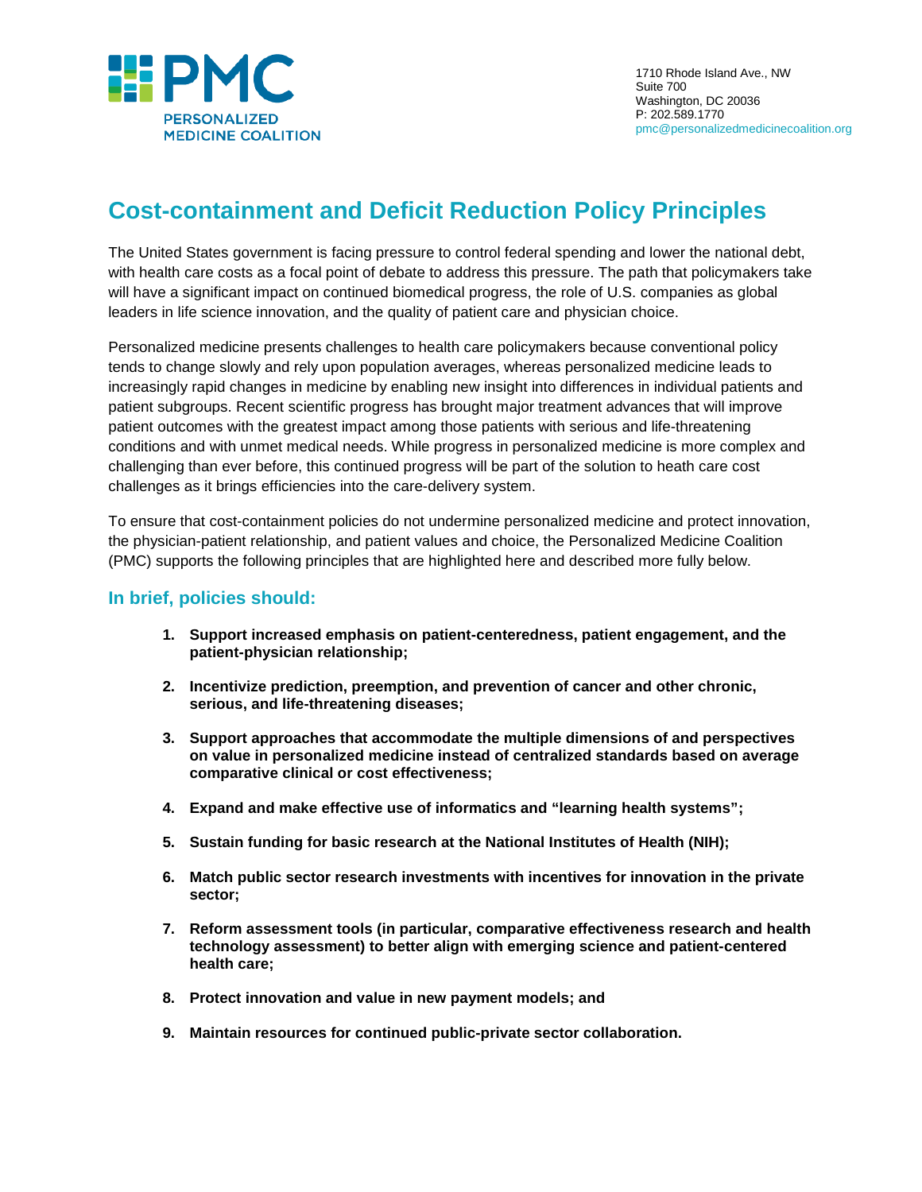PMC
PERSONALIZED MEDICINE COALITION

1710 Rhode Island Ave., NW
Suite 700
Washington, DC 20036
P: 202.589.1770
pmc@personalizedmedicinecoalition.org

# Cost-containment and Deficit Reduction Policy Principles

The United States government is facing pressure to control federal spending and lower the national debt, with health care costs as a focal point of debate to address this pressure. The path that policymakers take will have a significant impact on continued biomedical progress, the role of U.S. companies as global leaders in life science innovation, and the quality of patient care and physician choice.

Personalized medicine presents challenges to health care policymakers because conventional policy tends to change slowly and rely upon population averages, whereas personalized medicine leads to increasingly rapid changes in medicine by enabling new insight into differences in individual patients and patient subgroups. Recent scientific progress has brought major treatment advances that will improve patient outcomes with the greatest impact among those patients with serious and life-threatening conditions and with unmet medical needs. While progress in personalized medicine is more complex and challenging than ever before, this continued progress will be part of the solution to heath care cost challenges as it brings efficiencies into the care-delivery system.

To ensure that cost-containment policies do not undermine personalized medicine and protect innovation, the physician-patient relationship, and patient values and choice, the Personalized Medicine Coalition (PMC) supports the following principles that are highlighted here and described more fully below.

## In brief, policies should:

1. **Support increased emphasis on patient-centeredness, patient engagement, and the patient-physician relationship;**
2. **Incentivize prediction, preemption, and prevention of cancer and other chronic, serious, and life-threatening diseases;**
3. **Support approaches that accommodate the multiple dimensions of and perspectives on value in personalized medicine instead of centralized standards based on average comparative clinical or cost effectiveness;**
4. **Expand and make effective use of informatics and "learning health systems";**
5. **Sustain funding for basic research at the National Institutes of Health (NIH);**
6. **Match public sector research investments with incentives for innovation in the private sector;**
7. **Reform assessment tools (in particular, comparative effectiveness research and health technology assessment) to better align with emerging science and patient-centered health care;**
8. **Protect innovation and value in new payment models; and**
9. **Maintain resources for continued public-private sector collaboration.**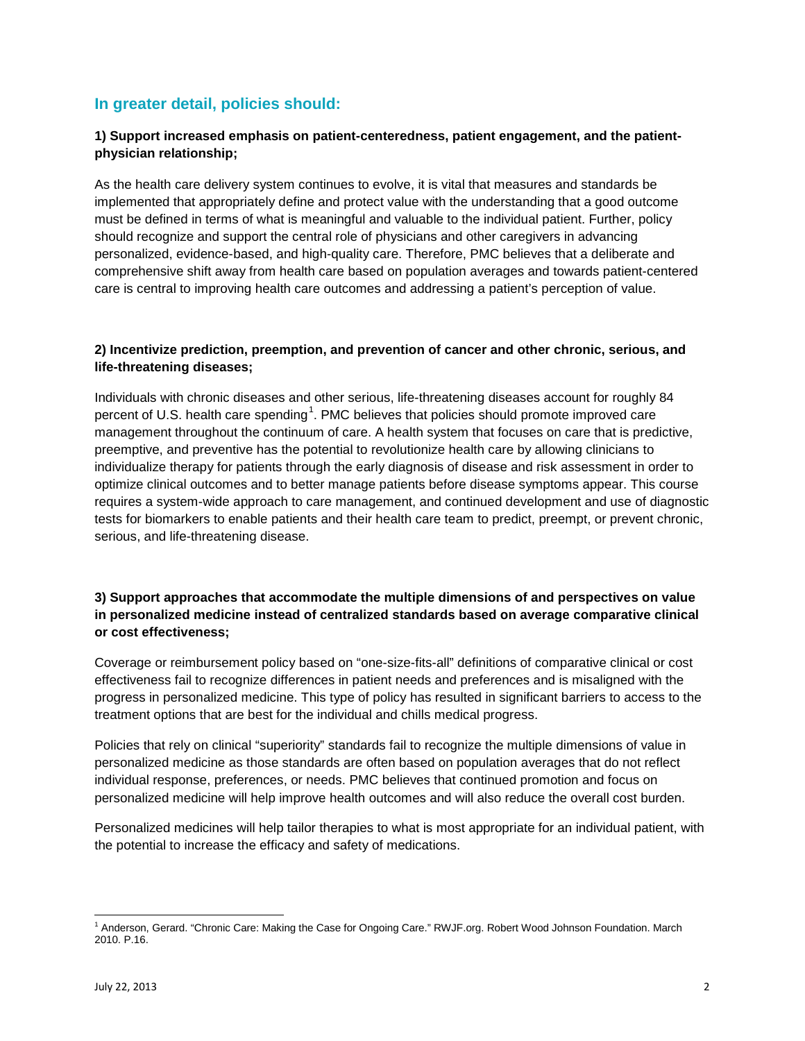## In greater detail, policies should:

**1) Support increased emphasis on patient-centeredness, patient engagement, and the patient-physician relationship;**

As the health care delivery system continues to evolve, it is vital that measures and standards be implemented that appropriately define and protect value with the understanding that a good outcome must be defined in terms of what is meaningful and valuable to the individual patient. Further, policy should recognize and support the central role of physicians and other caregivers in advancing personalized, evidence-based, and high-quality care. Therefore, PMC believes that a deliberate and comprehensive shift away from health care based on population averages and towards patient-centered care is central to improving health care outcomes and addressing a patient's perception of value.

**2) Incentivize prediction, preemption, and prevention of cancer and other chronic, serious, and life-threatening diseases;**

Individuals with chronic diseases and other serious, life-threatening diseases account for roughly 84 percent of U.S. health care spending[1]. PMC believes that policies should promote improved care management throughout the continuum of care. A health system that focuses on care that is predictive, preemptive, and preventive has the potential to revolutionize health care by allowing clinicians to individualize therapy for patients through the early diagnosis of disease and risk assessment in order to optimize clinical outcomes and to better manage patients before disease symptoms appear. This course requires a system-wide approach to care management, and continued development and use of diagnostic tests for biomarkers to enable patients and their health care team to predict, preempt, or prevent chronic, serious, and life-threatening disease.

**3) Support approaches that accommodate the multiple dimensions of and perspectives on value in personalized medicine instead of centralized standards based on average comparative clinical or cost effectiveness;**

Coverage or reimbursement policy based on "one-size-fits-all" definitions of comparative clinical or cost effectiveness fail to recognize differences in patient needs and preferences and is misaligned with the progress in personalized medicine. This type of policy has resulted in significant barriers to access to the treatment options that are best for the individual and chills medical progress.

Policies that rely on clinical "superiority" standards fail to recognize the multiple dimensions of value in personalized medicine as those standards are often based on population averages that do not reflect individual response, preferences, or needs. PMC believes that continued promotion and focus on personalized medicine will help improve health outcomes and will also reduce the overall cost burden.

Personalized medicines will help tailor therapies to what is most appropriate for an individual patient, with the potential to increase the efficacy and safety of medications.

---

[1] Anderson, Gerard. "Chronic Care: Making the Case for Ongoing Care." RWJF.org. Robert Wood Johnson Foundation. March 2010. P.16.

July 22, 2013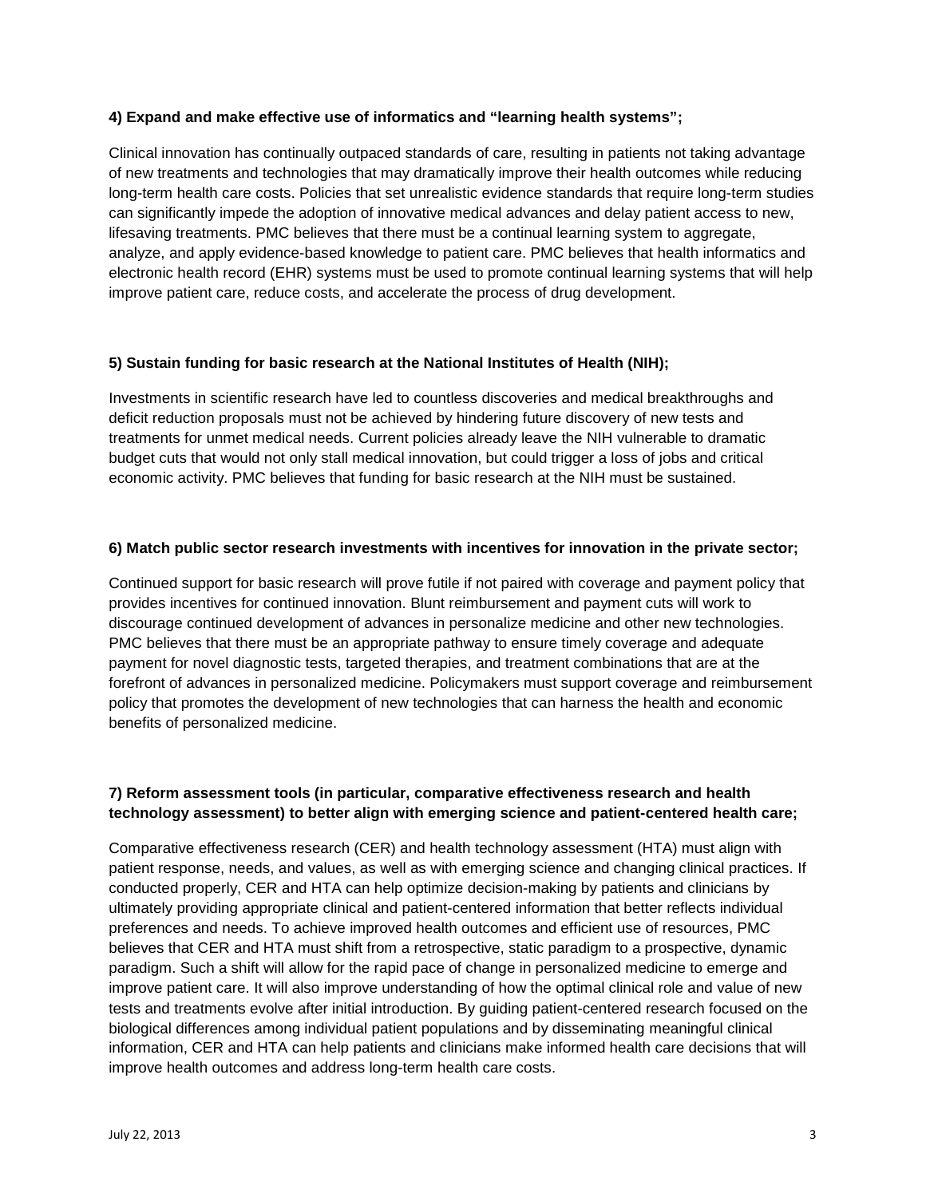**4) Expand and make effective use of informatics and "learning health systems";**

Clinical innovation has continually outpaced standards of care, resulting in patients not taking advantage of new treatments and technologies that may dramatically improve their health outcomes while reducing long-term health care costs. Policies that set unrealistic evidence standards that require long-term studies can significantly impede the adoption of innovative medical advances and delay patient access to new, lifesaving treatments. PMC believes that there must be a continual learning system to aggregate, analyze, and apply evidence-based knowledge to patient care. PMC believes that health informatics and electronic health record (EHR) systems must be used to promote continual learning systems that will help improve patient care, reduce costs, and accelerate the process of drug development.

**5) Sustain funding for basic research at the National Institutes of Health (NIH);**

Investments in scientific research have led to countless discoveries and medical breakthroughs and deficit reduction proposals must not be achieved by hindering future discovery of new tests and treatments for unmet medical needs. Current policies already leave the NIH vulnerable to dramatic budget cuts that would not only stall medical innovation, but could trigger a loss of jobs and critical economic activity. PMC believes that funding for basic research at the NIH must be sustained.

**6) Match public sector research investments with incentives for innovation in the private sector;**

Continued support for basic research will prove futile if not paired with coverage and payment policy that provides incentives for continued innovation. Blunt reimbursement and payment cuts will work to discourage continued development of advances in personalize medicine and other new technologies. PMC believes that there must be an appropriate pathway to ensure timely coverage and adequate payment for novel diagnostic tests, targeted therapies, and treatment combinations that are at the forefront of advances in personalized medicine. Policymakers must support coverage and reimbursement policy that promotes the development of new technologies that can harness the health and economic benefits of personalized medicine.

**7) Reform assessment tools (in particular, comparative effectiveness research and health technology assessment) to better align with emerging science and patient-centered health care;**

Comparative effectiveness research (CER) and health technology assessment (HTA) must align with patient response, needs, and values, as well as with emerging science and changing clinical practices. If conducted properly, CER and HTA can help optimize decision-making by patients and clinicians by ultimately providing appropriate clinical and patient-centered information that better reflects individual preferences and needs. To achieve improved health outcomes and efficient use of resources, PMC believes that CER and HTA must shift from a retrospective, static paradigm to a prospective, dynamic paradigm. Such a shift will allow for the rapid pace of change in personalized medicine to emerge and improve patient care. It will also improve understanding of how the optimal clinical role and value of new tests and treatments evolve after initial introduction. By guiding patient-centered research focused on the biological differences among individual patient populations and by disseminating meaningful clinical information, CER and HTA can help patients and clinicians make informed health care decisions that will improve health outcomes and address long-term health care costs.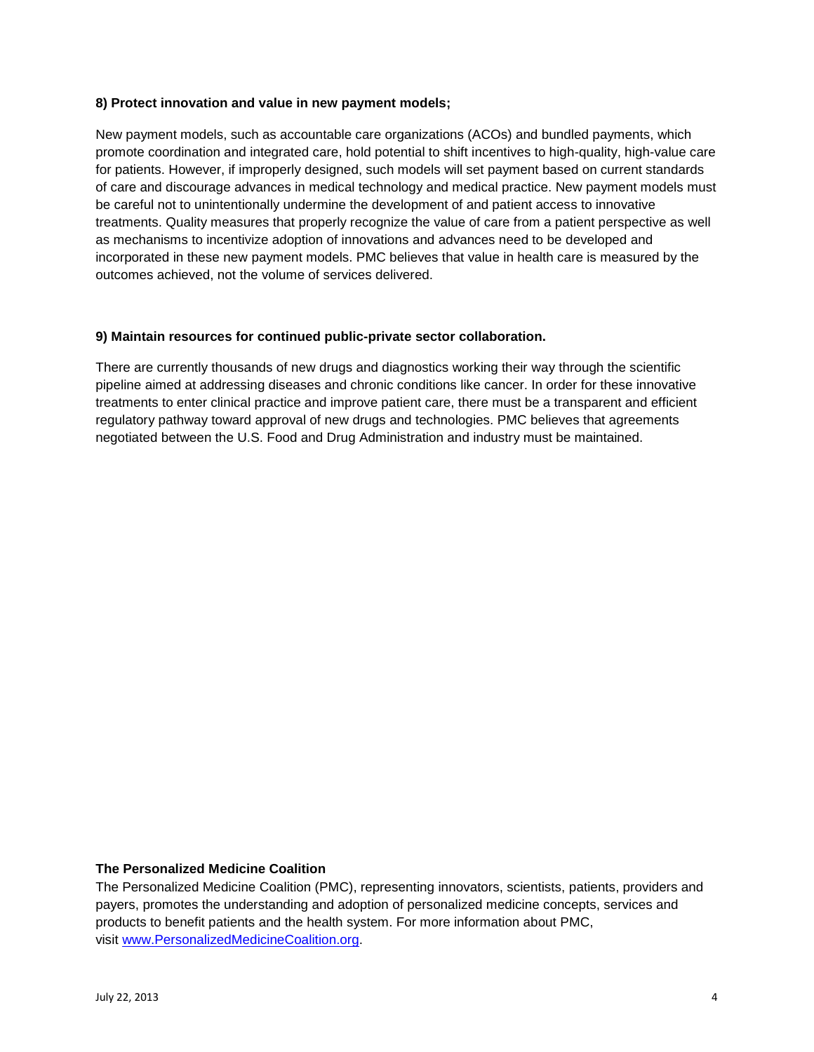**8) Protect innovation and value in new payment models;**

New payment models, such as accountable care organizations (ACOs) and bundled payments, which promote coordination and integrated care, hold potential to shift incentives to high-quality, high-value care for patients. However, if improperly designed, such models will set payment based on current standards of care and discourage advances in medical technology and medical practice. New payment models must be careful not to unintentionally undermine the development of and patient access to innovative treatments. Quality measures that properly recognize the value of care from a patient perspective as well as mechanisms to incentivize adoption of innovations and advances need to be developed and incorporated in these new payment models. PMC believes that value in health care is measured by the outcomes achieved, not the volume of services delivered.

**9) Maintain resources for continued public-private sector collaboration.**

There are currently thousands of new drugs and diagnostics working their way through the scientific pipeline aimed at addressing diseases and chronic conditions like cancer. In order for these innovative treatments to enter clinical practice and improve patient care, there must be a transparent and efficient regulatory pathway toward approval of new drugs and technologies. PMC believes that agreements negotiated between the U.S. Food and Drug Administration and industry must be maintained.

**The Personalized Medicine Coalition**

The Personalized Medicine Coalition (PMC), representing innovators, scientists, patients, providers and payers, promotes the understanding and adoption of personalized medicine concepts, services and products to benefit patients and the health system. For more information about PMC, visit [www.PersonalizedMedicineCoalition.org](http://www.PersonalizedMedicineCoalition.org).

July 22, 2013